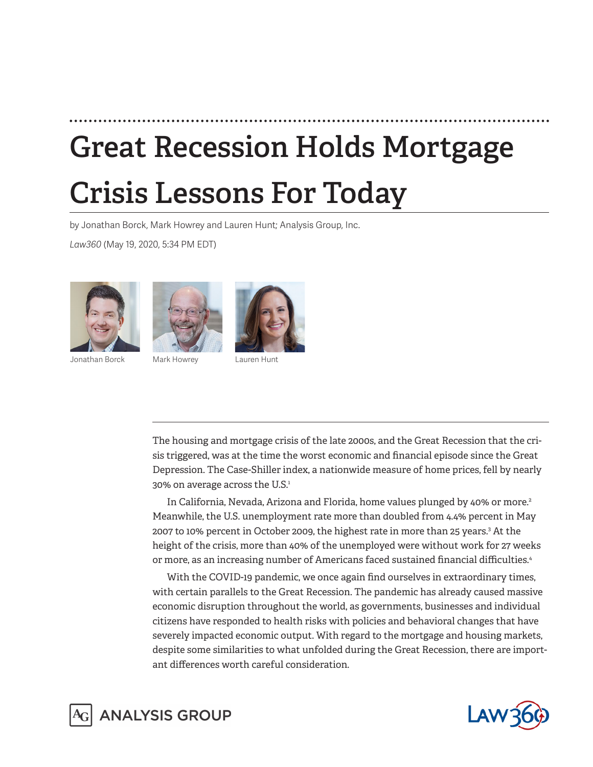# Great Recession Holds Mortgage Crisis Lessons For Today

by Jonathan Borck, Mark Howrey and Lauren Hunt; Analysis Group, Inc.

*Law360* (May 19, 2020, 5:34 PM EDT)

Jonathan Borck Mark Howrey Lauren Hunt

The housing and mortgage crisis of the late 2000s, and the Great Recession that the crisis triggered, was at the time the worst economic and financial episode since the Great Depression. The Case-Shiller index, a nationwide measure of home prices, fell by nearly 30% on average across the U.S.[1]

In California, Nevada, Arizona and Florida, home values plunged by 40% or more.[2] Meanwhile, the U.S. unemployment rate more than doubled from 4.4% percent in May 2007 to 10% percent in October 2009, the highest rate in more than 25 years.[3] At the height of the crisis, more than 40% of the unemployed were without work for 27 weeks or more, as an increasing number of Americans faced sustained financial difficulties.[4]

With the COVID-19 pandemic, we once again find ourselves in extraordinary times, with certain parallels to the Great Recession. The pandemic has already caused massive economic disruption throughout the world, as governments, businesses and individual citizens have responded to health risks with policies and behavioral changes that have severely impacted economic output. With regard to the mortgage and housing markets, despite some similarities to what unfolded during the Great Recession, there are important differences worth careful consideration.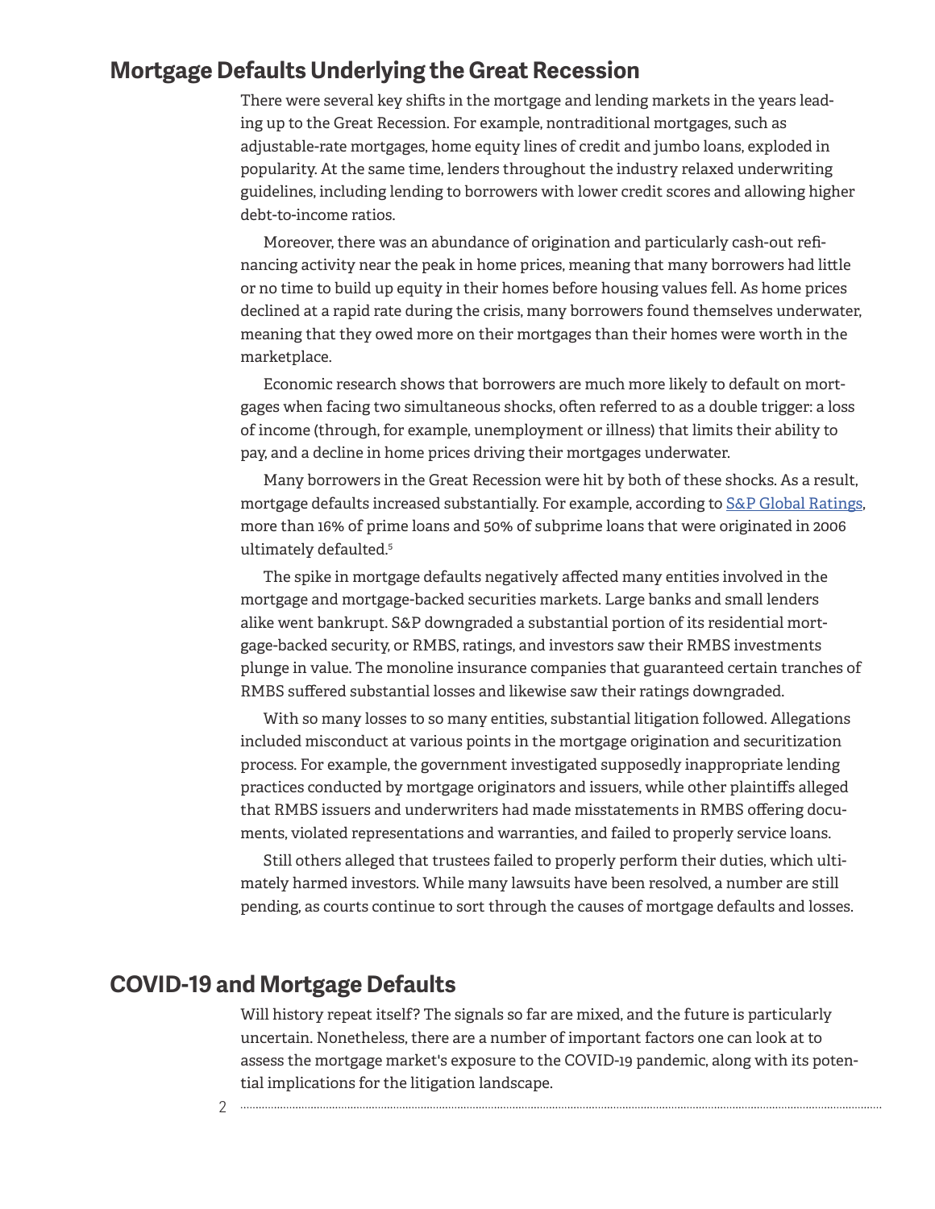## Mortgage Defaults Underlying the Great Recession

There were several key shifts in the mortgage and lending markets in the years leading up to the Great Recession. For example, nontraditional mortgages, such as adjustable-rate mortgages, home equity lines of credit and jumbo loans, exploded in popularity. At the same time, lenders throughout the industry relaxed underwriting guidelines, including lending to borrowers with lower credit scores and allowing higher debt-to-income ratios.

Moreover, there was an abundance of origination and particularly cash-out refinancing activity near the peak in home prices, meaning that many borrowers had little or no time to build up equity in their homes before housing values fell. As home prices declined at a rapid rate during the crisis, many borrowers found themselves underwater, meaning that they owed more on their mortgages than their homes were worth in the marketplace.

Economic research shows that borrowers are much more likely to default on mortgages when facing two simultaneous shocks, often referred to as a double trigger: a loss of income (through, for example, unemployment or illness) that limits their ability to pay, and a decline in home prices driving their mortgages underwater.

Many borrowers in the Great Recession were hit by both of these shocks. As a result, mortgage defaults increased substantially. For example, according to S&P Global Ratings, more than 16% of prime loans and 50% of subprime loans that were originated in 2006 ultimately defaulted.[5]

The spike in mortgage defaults negatively affected many entities involved in the mortgage and mortgage-backed securities markets. Large banks and small lenders alike went bankrupt. S&P downgraded a substantial portion of its residential mortgage-backed security, or RMBS, ratings, and investors saw their RMBS investments plunge in value. The monoline insurance companies that guaranteed certain tranches of RMBS suffered substantial losses and likewise saw their ratings downgraded.

With so many losses to so many entities, substantial litigation followed. Allegations included misconduct at various points in the mortgage origination and securitization process. For example, the government investigated supposedly inappropriate lending practices conducted by mortgage originators and issuers, while other plaintiffs alleged that RMBS issuers and underwriters had made misstatements in RMBS offering documents, violated representations and warranties, and failed to properly service loans.

Still others alleged that trustees failed to properly perform their duties, which ultimately harmed investors. While many lawsuits have been resolved, a number are still pending, as courts continue to sort through the causes of mortgage defaults and losses.

## COVID-19 and Mortgage Defaults

Will history repeat itself? The signals so far are mixed, and the future is particularly uncertain. Nonetheless, there are a number of important factors one can look at to assess the mortgage market's exposure to the COVID-19 pandemic, along with its potential implications for the litigation landscape.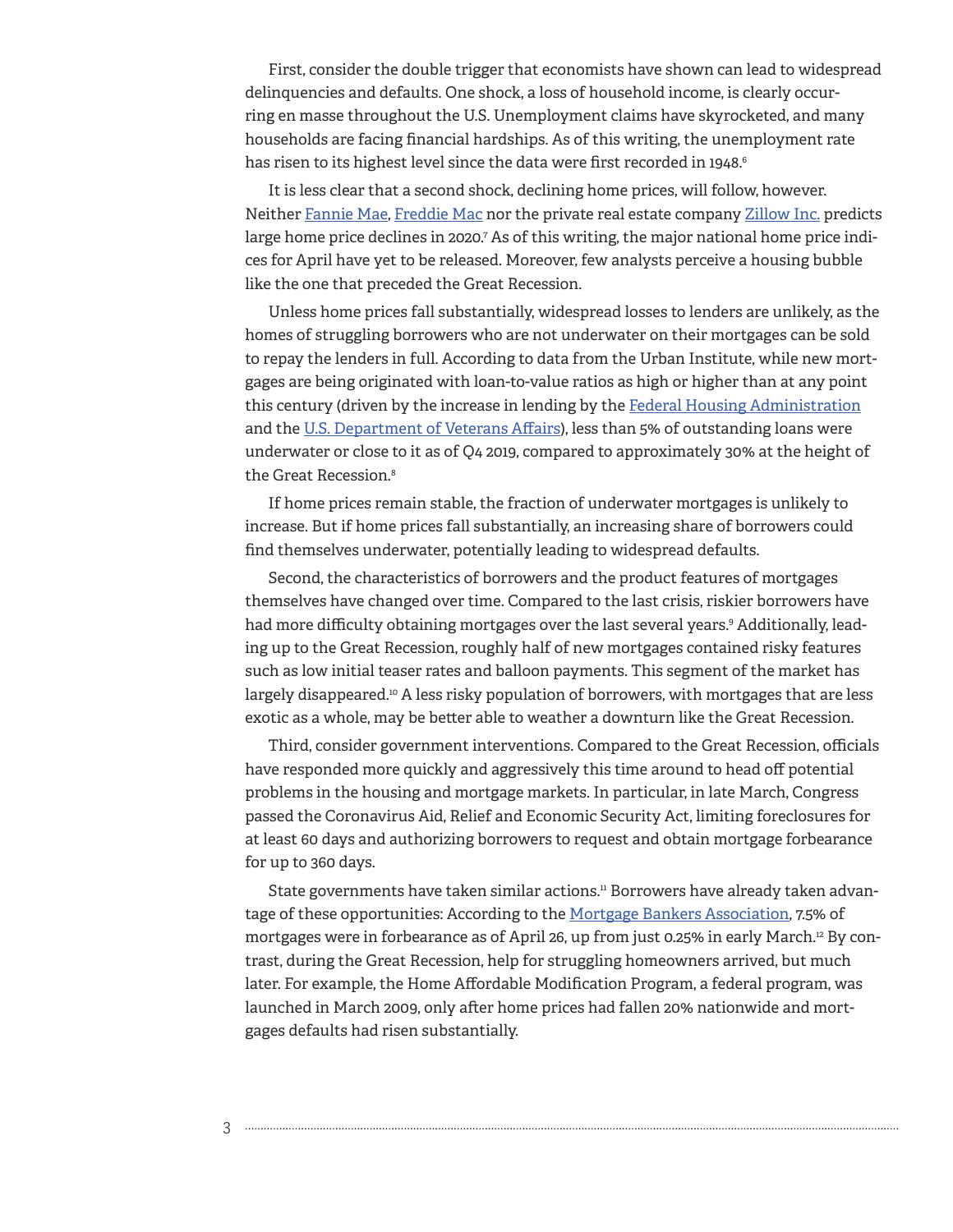First, consider the double trigger that economists have shown can lead to widespread delinquencies and defaults. One shock, a loss of household income, is clearly occurring en masse throughout the U.S. Unemployment claims have skyrocketed, and many households are facing financial hardships. As of this writing, the unemployment rate has risen to its highest level since the data were first recorded in 1948.[6]

It is less clear that a second shock, declining home prices, will follow, however. Neither Fannie Mae, Freddie Mac nor the private real estate company Zillow Inc. predicts large home price declines in 2020.[7] As of this writing, the major national home price indices for April have yet to be released. Moreover, few analysts perceive a housing bubble like the one that preceded the Great Recession.

Unless home prices fall substantially, widespread losses to lenders are unlikely, as the homes of struggling borrowers who are not underwater on their mortgages can be sold to repay the lenders in full. According to data from the Urban Institute, while new mortgages are being originated with loan-to-value ratios as high or higher than at any point this century (driven by the increase in lending by the Federal Housing Administration and the U.S. Department of Veterans Affairs), less than 5% of outstanding loans were underwater or close to it as of Q4 2019, compared to approximately 30% at the height of the Great Recession.[8]

If home prices remain stable, the fraction of underwater mortgages is unlikely to increase. But if home prices fall substantially, an increasing share of borrowers could find themselves underwater, potentially leading to widespread defaults.

Second, the characteristics of borrowers and the product features of mortgages themselves have changed over time. Compared to the last crisis, riskier borrowers have had more difficulty obtaining mortgages over the last several years.[9] Additionally, leading up to the Great Recession, roughly half of new mortgages contained risky features such as low initial teaser rates and balloon payments. This segment of the market has largely disappeared.[10] A less risky population of borrowers, with mortgages that are less exotic as a whole, may be better able to weather a downturn like the Great Recession.

Third, consider government interventions. Compared to the Great Recession, officials have responded more quickly and aggressively this time around to head off potential problems in the housing and mortgage markets. In particular, in late March, Congress passed the Coronavirus Aid, Relief and Economic Security Act, limiting foreclosures for at least 60 days and authorizing borrowers to request and obtain mortgage forbearance for up to 360 days.

State governments have taken similar actions.[11] Borrowers have already taken advantage of these opportunities: According to the Mortgage Bankers Association, 7.5% of mortgages were in forbearance as of April 26, up from just 0.25% in early March.[12] By contrast, during the Great Recession, help for struggling homeowners arrived, but much later. For example, the Home Affordable Modification Program, a federal program, was launched in March 2009, only after home prices had fallen 20% nationwide and mortgages defaults had risen substantially.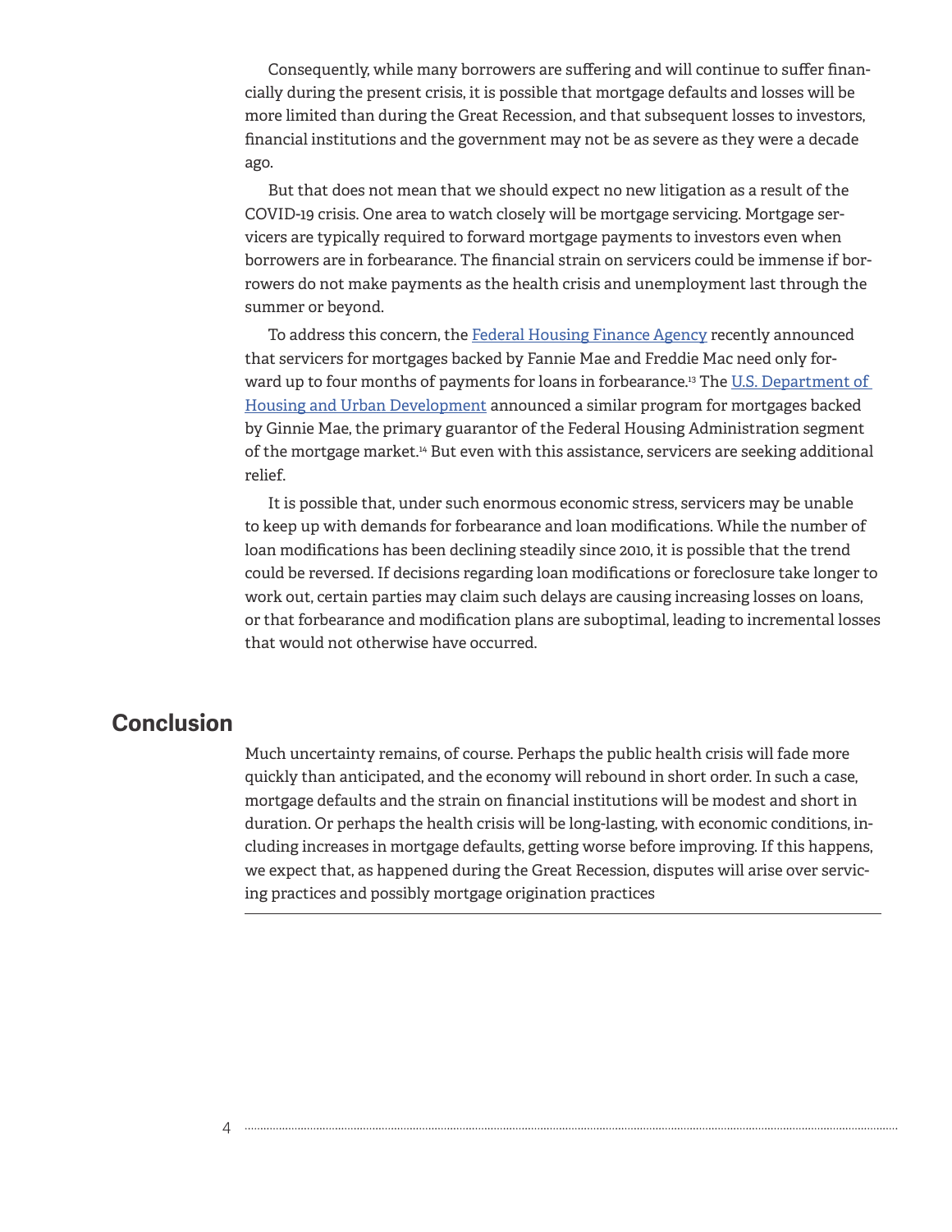Consequently, while many borrowers are suffering and will continue to suffer financially during the present crisis, it is possible that mortgage defaults and losses will be more limited than during the Great Recession, and that subsequent losses to investors, financial institutions and the government may not be as severe as they were a decade ago.

But that does not mean that we should expect no new litigation as a result of the COVID-19 crisis. One area to watch closely will be mortgage servicing. Mortgage servicers are typically required to forward mortgage payments to investors even when borrowers are in forbearance. The financial strain on servicers could be immense if borrowers do not make payments as the health crisis and unemployment last through the summer or beyond.

To address this concern, the Federal Housing Finance Agency recently announced that servicers for mortgages backed by Fannie Mae and Freddie Mac need only forward up to four months of payments for loans in forbearance.[13] The U.S. Department of Housing and Urban Development announced a similar program for mortgages backed by Ginnie Mae, the primary guarantor of the Federal Housing Administration segment of the mortgage market.[14] But even with this assistance, servicers are seeking additional relief.

It is possible that, under such enormous economic stress, servicers may be unable to keep up with demands for forbearance and loan modifications. While the number of loan modifications has been declining steadily since 2010, it is possible that the trend could be reversed. If decisions regarding loan modifications or foreclosure take longer to work out, certain parties may claim such delays are causing increasing losses on loans, or that forbearance and modification plans are suboptimal, leading to incremental losses that would not otherwise have occurred.

## Conclusion

Much uncertainty remains, of course. Perhaps the public health crisis will fade more quickly than anticipated, and the economy will rebound in short order. In such a case, mortgage defaults and the strain on financial institutions will be modest and short in duration. Or perhaps the health crisis will be long-lasting, with economic conditions, including increases in mortgage defaults, getting worse before improving. If this happens, we expect that, as happened during the Great Recession, disputes will arise over servicing practices and possibly mortgage origination practices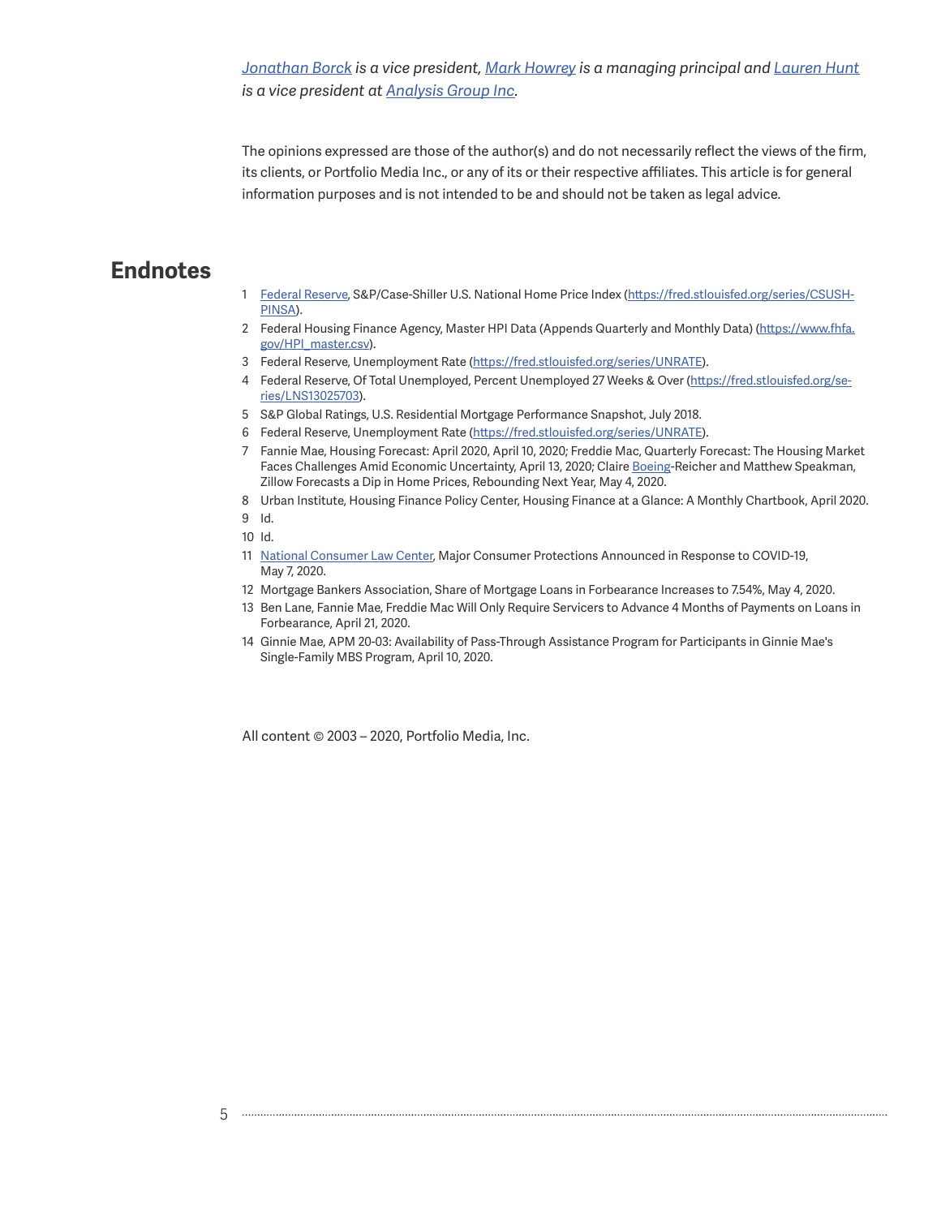*Jonathan Borck is a vice president, Mark Howrey is a managing principal and Lauren Hunt is a vice president at Analysis Group Inc.*

The opinions expressed are those of the author(s) and do not necessarily reflect the views of the firm, its clients, or Portfolio Media Inc., or any of its or their respective affiliates. This article is for general information purposes and is not intended to be and should not be taken as legal advice.

## Endnotes

1. Federal Reserve, S&P/Case-Shiller U.S. National Home Price Index (https://fred.stlouisfed.org/series/CSUSHPINSA).
2. Federal Housing Finance Agency, Master HPI Data (Appends Quarterly and Monthly Data) (https://www.fhfa.gov/HPI_master.csv).
3. Federal Reserve, Unemployment Rate (https://fred.stlouisfed.org/series/UNRATE).
4. Federal Reserve, Of Total Unemployed, Percent Unemployed 27 Weeks & Over (https://fred.stlouisfed.org/series/LNS13025703).
5. S&P Global Ratings, U.S. Residential Mortgage Performance Snapshot, July 2018.
6. Federal Reserve, Unemployment Rate (https://fred.stlouisfed.org/series/UNRATE).
7. Fannie Mae, Housing Forecast: April 2020, April 10, 2020; Freddie Mac, Quarterly Forecast: The Housing Market Faces Challenges Amid Economic Uncertainty, April 13, 2020; Claire Boeing-Reicher and Matthew Speakman, Zillow Forecasts a Dip in Home Prices, Rebounding Next Year, May 4, 2020.
8. Urban Institute, Housing Finance Policy Center, Housing Finance at a Glance: A Monthly Chartbook, April 2020.
9. Id.
10. Id.
11. National Consumer Law Center, Major Consumer Protections Announced in Response to COVID-19, May 7, 2020.
12. Mortgage Bankers Association, Share of Mortgage Loans in Forbearance Increases to 7.54%, May 4, 2020.
13. Ben Lane, Fannie Mae, Freddie Mac Will Only Require Servicers to Advance 4 Months of Payments on Loans in Forbearance, April 21, 2020.
14. Ginnie Mae, APM 20-03: Availability of Pass-Through Assistance Program for Participants in Ginnie Mae's Single-Family MBS Program, April 10, 2020.

All content © 2003 – 2020, Portfolio Media, Inc.